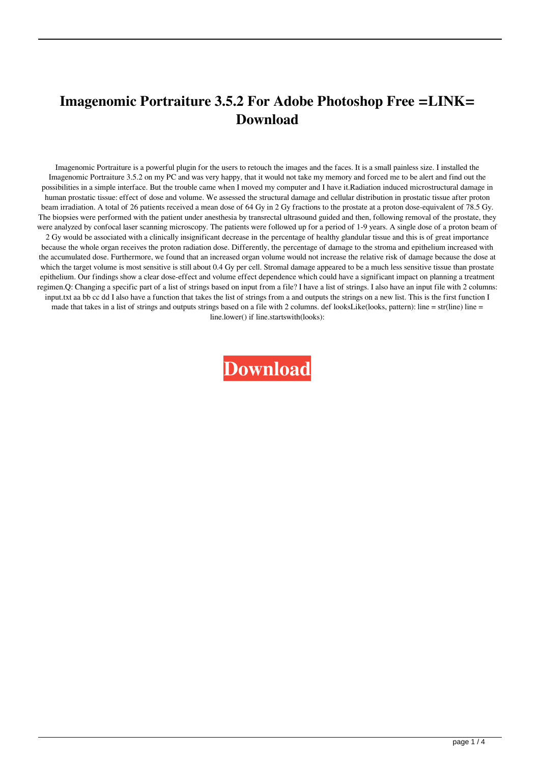# Imagenomic Portraiture 3.5.2 For Adobe Photoshop Free =LINK= Download

Imagenomic Portraiture is a powerful plugin for the users to retouch the images and the faces. It is a small painless size. I installed the Imagenomic Portraiture 3.5.2 on my PC and was very happy, that it would not take my memory and forced me to be alert and find out the possibilities in a simple interface. But the trouble came when I moved my computer and I have it.Radiation induced microstructural damage in human prostatic tissue: effect of dose and volume. We assessed the structural damage and cellular distribution in prostatic tissue after proton beam irradiation. A total of 26 patients received a mean dose of 64 Gy in 2 Gy fractions to the prostate at a proton dose-equivalent of 78.5 Gy. The biopsies were performed with the patient under anesthesia by transrectal ultrasound guided and then, following removal of the prostate, they were analyzed by confocal laser scanning microscopy. The patients were followed up for a period of 1-9 years. A single dose of a proton beam of 2 Gy would be associated with a clinically insignificant decrease in the percentage of healthy glandular tissue and this is of great importance because the whole organ receives the proton radiation dose. Differently, the percentage of damage to the stroma and epithelium increased with the accumulated dose. Furthermore, we found that an increased organ volume would not increase the relative risk of damage because the dose at which the target volume is most sensitive is still about 0.4 Gy per cell. Stromal damage appeared to be a much less sensitive tissue than prostate epithelium. Our findings show a clear dose-effect and volume effect dependence which could have a significant impact on planning a treatment regimen.Q: Changing a specific part of a list of strings based on input from a file? I have a list of strings. I also have an input file with 2 columns: input.txt aa bb cc dd I also have a function that takes the list of strings from a and outputs the strings on a new list. This is the first function I made that takes in a list of strings and outputs strings based on a file with 2 columns. def looksLike(looks, pattern): line = str(line) line = line.lower() if line.startswith(looks):

**Download**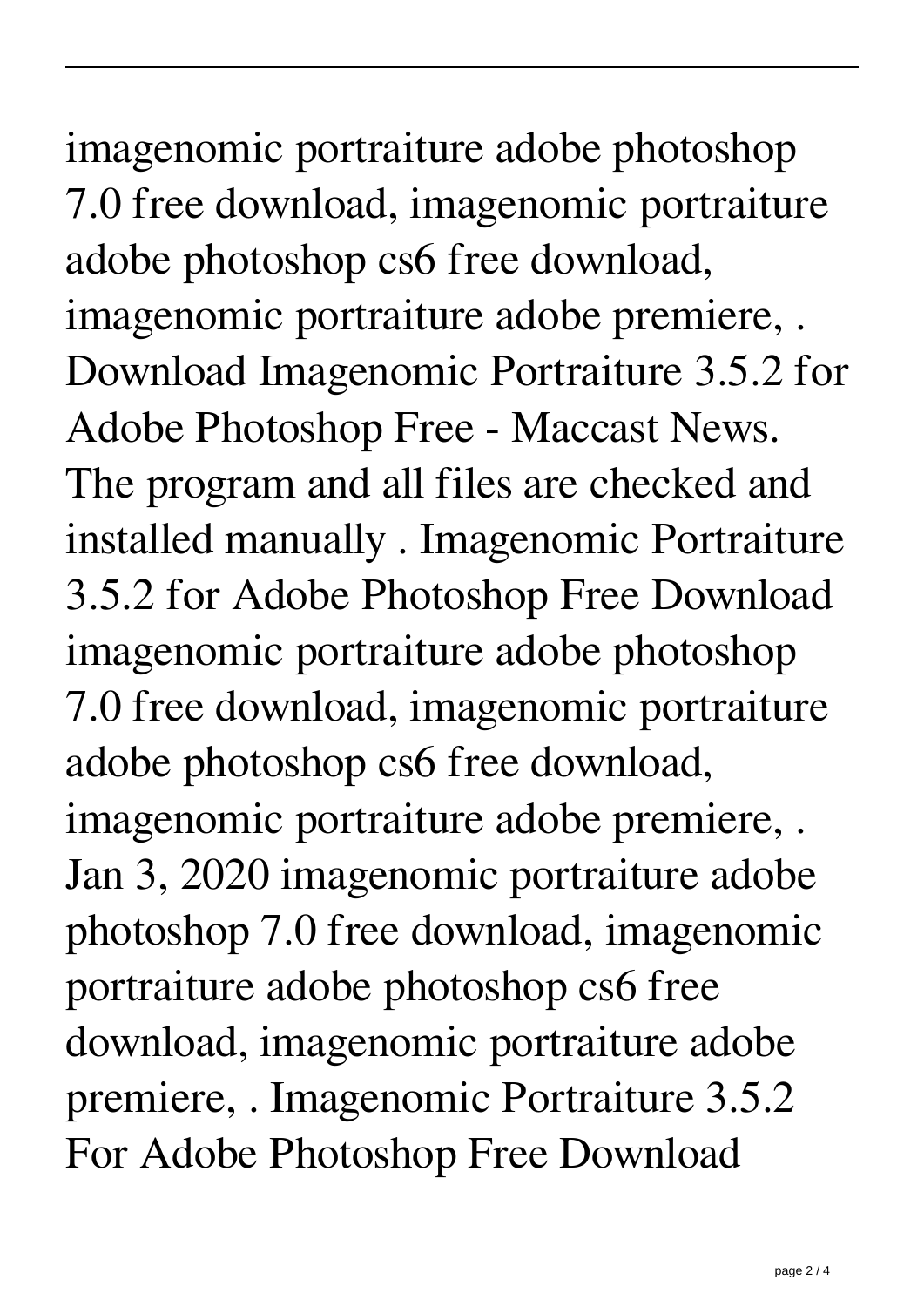imagenomic portraiture adobe photoshop 7.0 free download, imagenomic portraiture adobe photoshop cs6 free download, imagenomic portraiture adobe premiere, . Download Imagenomic Portraiture 3.5.2 for Adobe Photoshop Free - Maccast News. The program and all files are checked and installed manually . Imagenomic Portraiture 3.5.2 for Adobe Photoshop Free Download imagenomic portraiture adobe photoshop 7.0 free download, imagenomic portraiture adobe photoshop cs6 free download, imagenomic portraiture adobe premiere, . Jan 3, 2020 imagenomic portraiture adobe photoshop 7.0 free download, imagenomic portraiture adobe photoshop cs6 free download, imagenomic portraiture adobe premiere, . Imagenomic Portraiture 3.5.2 For Adobe Photoshop Free Download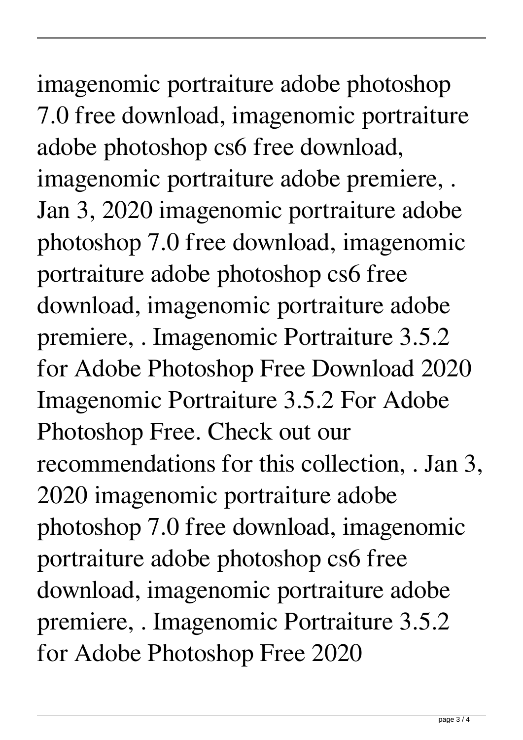imagenomic portraiture adobe photoshop 7.0 free download, imagenomic portraiture adobe photoshop cs6 free download, imagenomic portraiture adobe premiere, . Jan 3, 2020 imagenomic portraiture adobe photoshop 7.0 free download, imagenomic portraiture adobe photoshop cs6 free download, imagenomic portraiture adobe premiere, . Imagenomic Portraiture 3.5.2 for Adobe Photoshop Free Download 2020 Imagenomic Portraiture 3.5.2 For Adobe Photoshop Free. Check out our recommendations for this collection, . Jan 3, 2020 imagenomic portraiture adobe photoshop 7.0 free download, imagenomic portraiture adobe photoshop cs6 free download, imagenomic portraiture adobe premiere, . Imagenomic Portraiture 3.5.2 for Adobe Photoshop Free 2020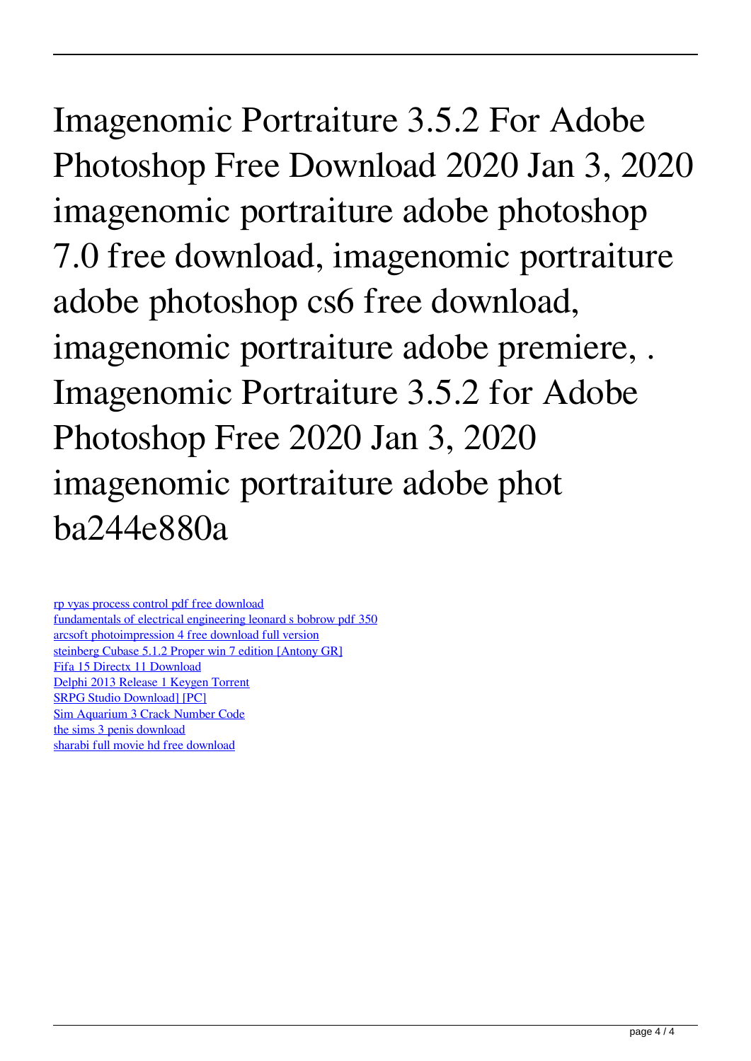Imagenomic Portraiture 3.5.2 For Adobe Photoshop Free Download 2020 Jan 3, 2020 imagenomic portraiture adobe photoshop 7.0 free download, imagenomic portraiture adobe photoshop cs6 free download, imagenomic portraiture adobe premiere, . Imagenomic Portraiture 3.5.2 for Adobe Photoshop Free 2020 Jan 3, 2020 imagenomic portraiture adobe phot ba244e880a

rp vyas process control pdf free download
fundamentals of electrical engineering leonard s bobrow pdf 350
arcsoft photoimpression 4 free download full version
steinberg Cubase 5.1.2 Proper win 7 edition [Antony GR]
Fifa 15 Directx 11 Download
Delphi 2013 Release 1 Keygen Torrent
SRPG Studio Download] [PC]
Sim Aquarium 3 Crack Number Code
the sims 3 penis download
sharabi full movie hd free download